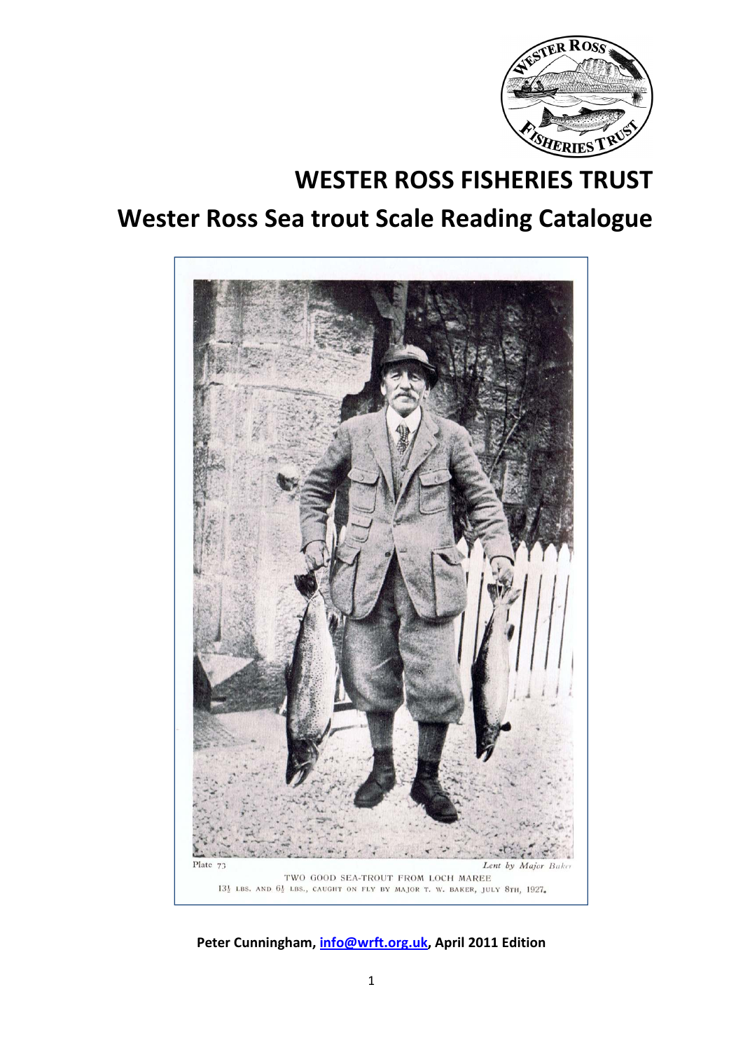# WESTER ROSS FISHERIES TRUST

# Wester Ross Sea trout Scale Reading Catalogue

Plate 73 *Lent by Major Baker*

TWO GOOD SEA-TROUT FROM LOCH MAREE

13½ LBS. AND 6½ LBS., CAUGHT ON FLY BY MAJOR T. W. BAKER, JULY 8TH, 1927.

**Peter Cunningham, info@wrft.org.uk, April 2011 Edition**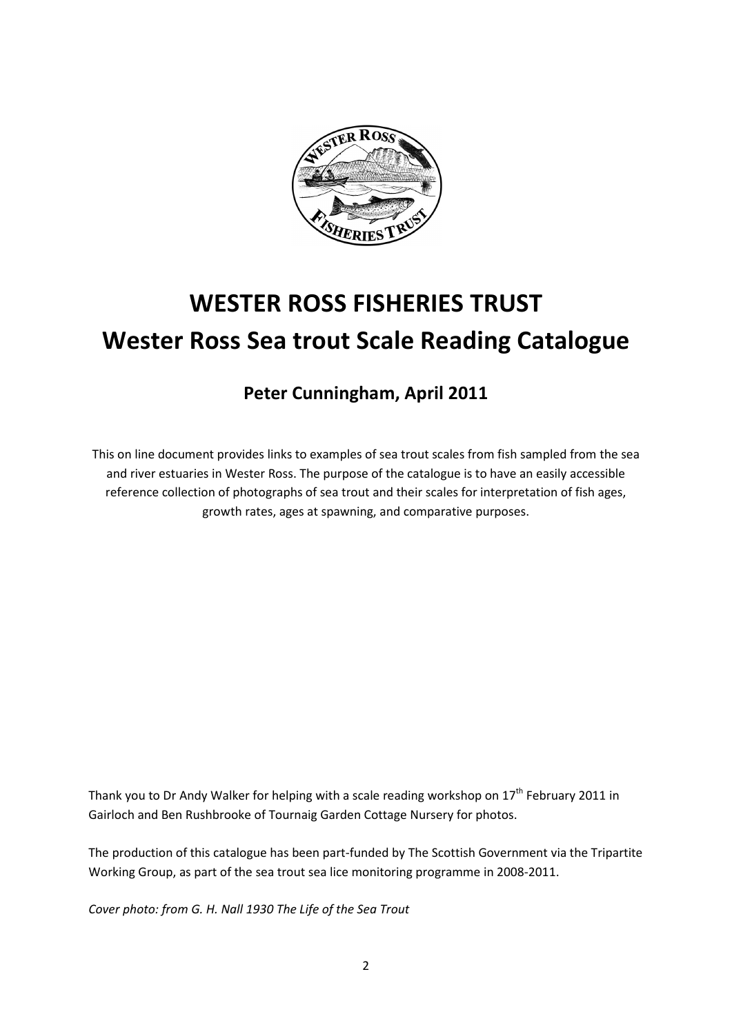# WESTER ROSS FISHERIES TRUST

# Wester Ross Sea trout Scale Reading Catalogue

## Peter Cunningham, April 2011

This on line document provides links to examples of sea trout scales from fish sampled from the sea and river estuaries in Wester Ross. The purpose of the catalogue is to have an easily accessible reference collection of photographs of sea trout and their scales for interpretation of fish ages, growth rates, ages at spawning, and comparative purposes.

Thank you to Dr Andy Walker for helping with a scale reading workshop on 17th February 2011 in Gairloch and Ben Rushbrooke of Tournaig Garden Cottage Nursery for photos.

The production of this catalogue has been part-funded by The Scottish Government via the Tripartite Working Group, as part of the sea trout sea lice monitoring programme in 2008-2011.

*Cover photo: from G. H. Nall 1930 The Life of the Sea Trout*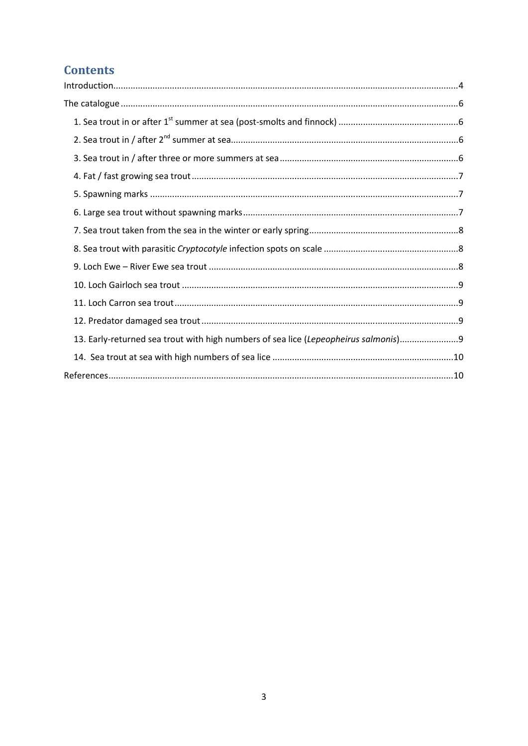## Contents

Introduction ........................................................................................................................................4

The catalogue ......................................................................................................................................6

- 1. Sea trout in or after 1st summer at sea (post-smolts and finnock) ................................................6
- 2. Sea trout in / after 2nd summer at sea ...........................................................................................6
- 3. Sea trout in / after three or more summers at sea ........................................................................6
- 4. Fat / fast growing sea trout ...........................................................................................................7
- 5. Spawning marks ............................................................................................................................7
- 6. Large sea trout without spawning marks ......................................................................................7
- 7. Sea trout taken from the sea in the winter or early spring............................................................8
- 8. Sea trout with parasitic *Cryptocotyle* infection spots on scale ......................................................8
- 9. Loch Ewe – River Ewe sea trout ....................................................................................................8
- 10. Loch Gairloch sea trout ...............................................................................................................9
- 11. Loch Carron sea trout..................................................................................................................9
- 12. Predator damaged sea trout .......................................................................................................9
- 13. Early-returned sea trout with high numbers of sea lice (*Lepeopheirus salmonis*)........................9
- 14. Sea trout at sea with high numbers of sea lice .........................................................................10

References.........................................................................................................................................10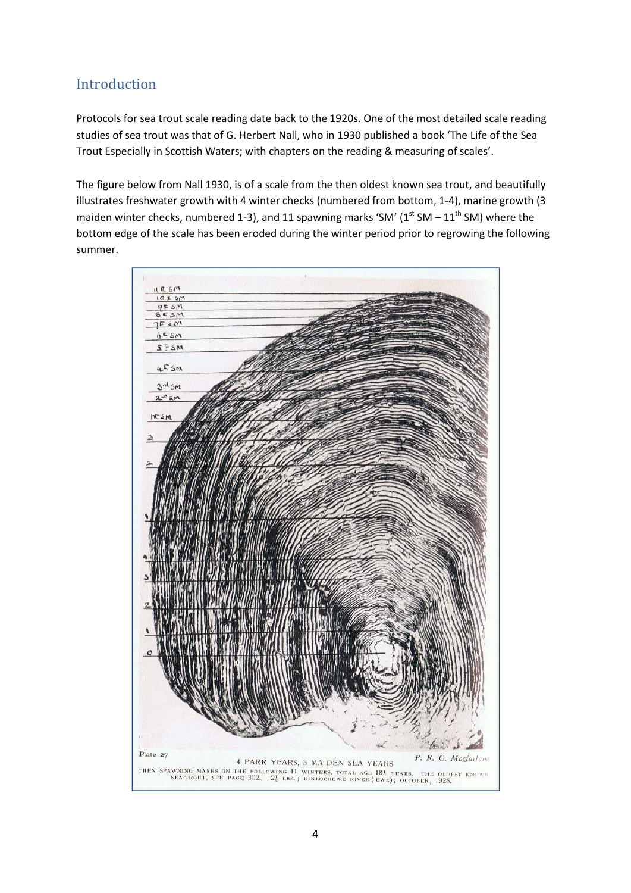## Introduction

Protocols for sea trout scale reading date back to the 1920s. One of the most detailed scale reading studies of sea trout was that of G. Herbert Nall, who in 1930 published a book 'The Life of the Sea Trout Especially in Scottish Waters; with chapters on the reading & measuring of scales'.

The figure below from Nall 1930, is of a scale from the then oldest known sea trout, and beautifully illustrates freshwater growth with 4 winter checks (numbered from bottom, 1-4), marine growth (3 maiden winter checks, numbered 1-3), and 11 spawning marks 'SM' (1st SM – 11th SM) where the bottom edge of the scale has been eroded during the winter period prior to regrowing the following summer.

Plate 27 — P. R. C. Macfarlane

4 PARR YEARS, 3 MAIDEN SEA YEARS
THEN SPAWNING MARKS ON THE FOLLOWING 11 WINTERS, TOTAL AGE 18½ YEARS. THE OLDEST KNOWN SEA-TROUT, SEE PAGE 302. 12½ LBS.; KINLOCHEWE RIVER (EWE); OCTOBER, 1928.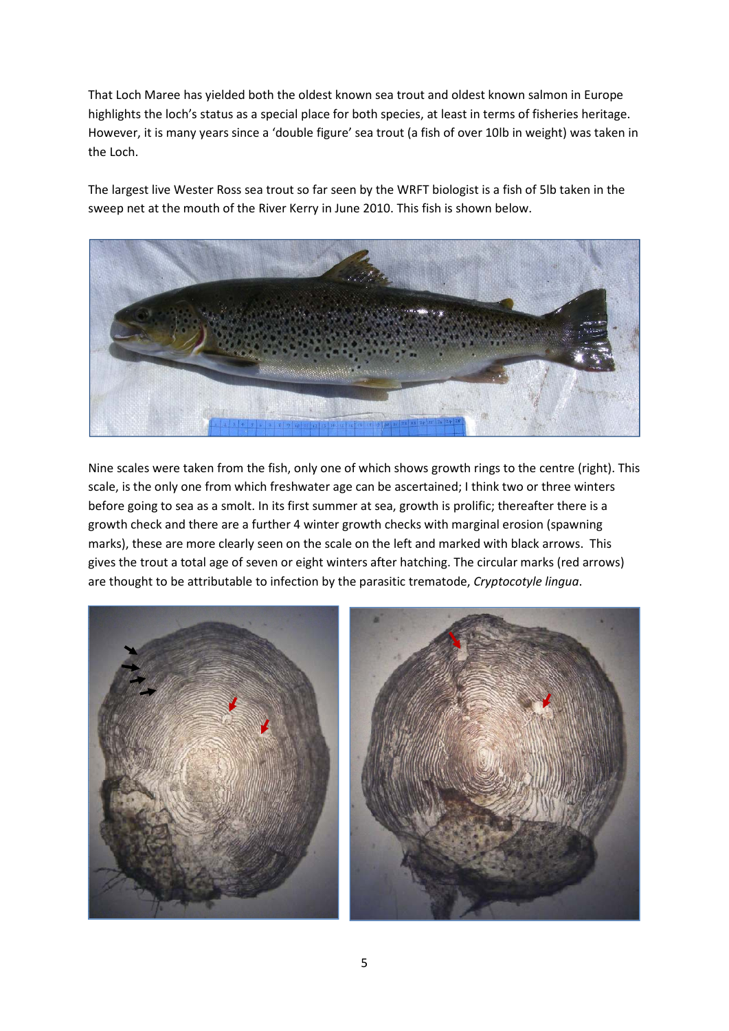That Loch Maree has yielded both the oldest known sea trout and oldest known salmon in Europe highlights the loch's status as a special place for both species, at least in terms of fisheries heritage. However, it is many years since a 'double figure' sea trout (a fish of over 10lb in weight) was taken in the Loch.

The largest live Wester Ross sea trout so far seen by the WRFT biologist is a fish of 5lb taken in the sweep net at the mouth of the River Kerry in June 2010. This fish is shown below.

Nine scales were taken from the fish, only one of which shows growth rings to the centre (right). This scale, is the only one from which freshwater age can be ascertained; I think two or three winters before going to sea as a smolt. In its first summer at sea, growth is prolific; thereafter there is a growth check and there are a further 4 winter growth checks with marginal erosion (spawning marks), these are more clearly seen on the scale on the left and marked with black arrows. This gives the trout a total age of seven or eight winters after hatching. The circular marks (red arrows) are thought to be attributable to infection by the parasitic trematode, *Cryptocotyle lingua*.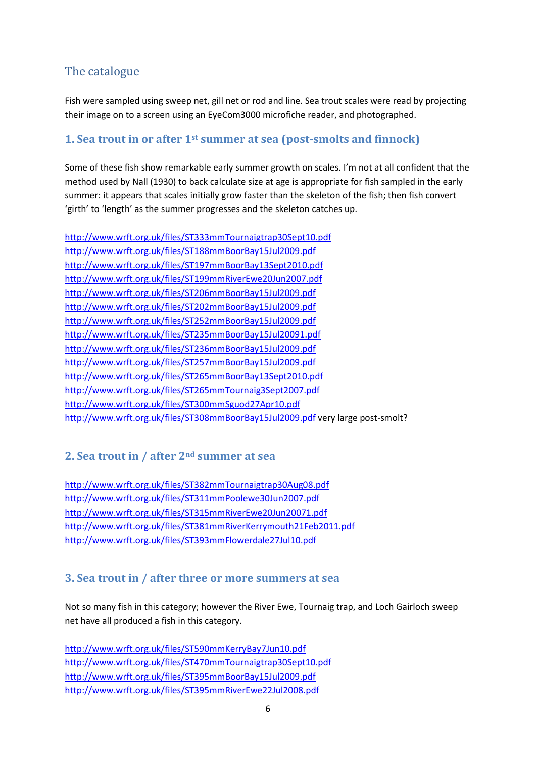## The catalogue

Fish were sampled using sweep net, gill net or rod and line. Sea trout scales were read by projecting their image on to a screen using an EyeCom3000 microfiche reader, and photographed.

### 1. Sea trout in or after 1st summer at sea (post-smolts and finnock)

Some of these fish show remarkable early summer growth on scales. I'm not at all confident that the method used by Nall (1930) to back calculate size at age is appropriate for fish sampled in the early summer: it appears that scales initially grow faster than the skeleton of the fish; then fish convert 'girth' to 'length' as the summer progresses and the skeleton catches up.

http://www.wrft.org.uk/files/ST333mmTournaigtrap30Sept10.pdf
http://www.wrft.org.uk/files/ST188mmBoorBay15Jul2009.pdf
http://www.wrft.org.uk/files/ST197mmBoorBay13Sept2010.pdf
http://www.wrft.org.uk/files/ST199mmRiverEwe20Jun2007.pdf
http://www.wrft.org.uk/files/ST206mmBoorBay15Jul2009.pdf
http://www.wrft.org.uk/files/ST202mmBoorBay15Jul2009.pdf
http://www.wrft.org.uk/files/ST252mmBoorBay15Jul2009.pdf
http://www.wrft.org.uk/files/ST235mmBoorBay15Jul20091.pdf
http://www.wrft.org.uk/files/ST236mmBoorBay15Jul2009.pdf
http://www.wrft.org.uk/files/ST257mmBoorBay15Jul2009.pdf
http://www.wrft.org.uk/files/ST265mmBoorBay13Sept2010.pdf
http://www.wrft.org.uk/files/ST265mmTournaig3Sept2007.pdf
http://www.wrft.org.uk/files/ST300mmSguod27Apr10.pdf
http://www.wrft.org.uk/files/ST308mmBoorBay15Jul2009.pdf very large post-smolt?

### 2. Sea trout in / after 2nd summer at sea

http://www.wrft.org.uk/files/ST382mmTournaigtrap30Aug08.pdf
http://www.wrft.org.uk/files/ST311mmPoolewe30Jun2007.pdf
http://www.wrft.org.uk/files/ST315mmRiverEwe20Jun20071.pdf
http://www.wrft.org.uk/files/ST381mmRiverKerrymouth21Feb2011.pdf
http://www.wrft.org.uk/files/ST393mmFlowerdale27Jul10.pdf

### 3. Sea trout in / after three or more summers at sea

Not so many fish in this category; however the River Ewe, Tournaig trap, and Loch Gairloch sweep net have all produced a fish in this category.

http://www.wrft.org.uk/files/ST590mmKerryBay7Jun10.pdf
http://www.wrft.org.uk/files/ST470mmTournaigtrap30Sept10.pdf
http://www.wrft.org.uk/files/ST395mmBoorBay15Jul2009.pdf
http://www.wrft.org.uk/files/ST395mmRiverEwe22Jul2008.pdf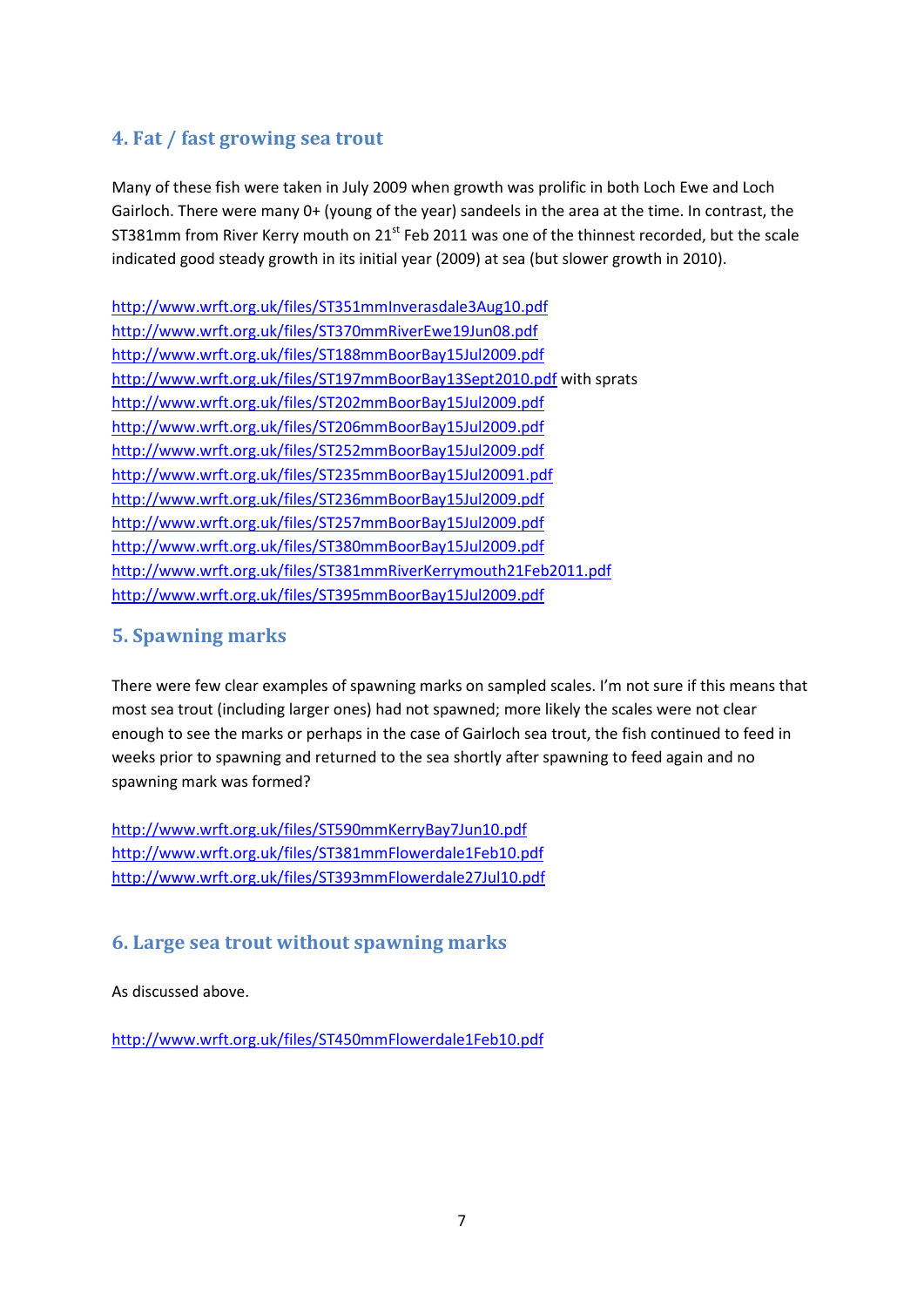## 4. Fat / fast growing sea trout

Many of these fish were taken in July 2009 when growth was prolific in both Loch Ewe and Loch Gairloch. There were many 0+ (young of the year) sandeels in the area at the time. In contrast, the ST381mm from River Kerry mouth on 21st Feb 2011 was one of the thinnest recorded, but the scale indicated good steady growth in its initial year (2009) at sea (but slower growth in 2010).

http://www.wrft.org.uk/files/ST351mmInverasdale3Aug10.pdf
http://www.wrft.org.uk/files/ST370mmRiverEwe19Jun08.pdf
http://www.wrft.org.uk/files/ST188mmBoorBay15Jul2009.pdf
http://www.wrft.org.uk/files/ST197mmBoorBay13Sept2010.pdf with sprats
http://www.wrft.org.uk/files/ST202mmBoorBay15Jul2009.pdf
http://www.wrft.org.uk/files/ST206mmBoorBay15Jul2009.pdf
http://www.wrft.org.uk/files/ST252mmBoorBay15Jul2009.pdf
http://www.wrft.org.uk/files/ST235mmBoorBay15Jul20091.pdf
http://www.wrft.org.uk/files/ST236mmBoorBay15Jul2009.pdf
http://www.wrft.org.uk/files/ST257mmBoorBay15Jul2009.pdf
http://www.wrft.org.uk/files/ST380mmBoorBay15Jul2009.pdf
http://www.wrft.org.uk/files/ST381mmRiverKerrymouth21Feb2011.pdf
http://www.wrft.org.uk/files/ST395mmBoorBay15Jul2009.pdf

## 5. Spawning marks

There were few clear examples of spawning marks on sampled scales. I'm not sure if this means that most sea trout (including larger ones) had not spawned; more likely the scales were not clear enough to see the marks or perhaps in the case of Gairloch sea trout, the fish continued to feed in weeks prior to spawning and returned to the sea shortly after spawning to feed again and no spawning mark was formed?

http://www.wrft.org.uk/files/ST590mmKerryBay7Jun10.pdf
http://www.wrft.org.uk/files/ST381mmFlowerdale1Feb10.pdf
http://www.wrft.org.uk/files/ST393mmFlowerdale27Jul10.pdf

## 6. Large sea trout without spawning marks

As discussed above.

http://www.wrft.org.uk/files/ST450mmFlowerdale1Feb10.pdf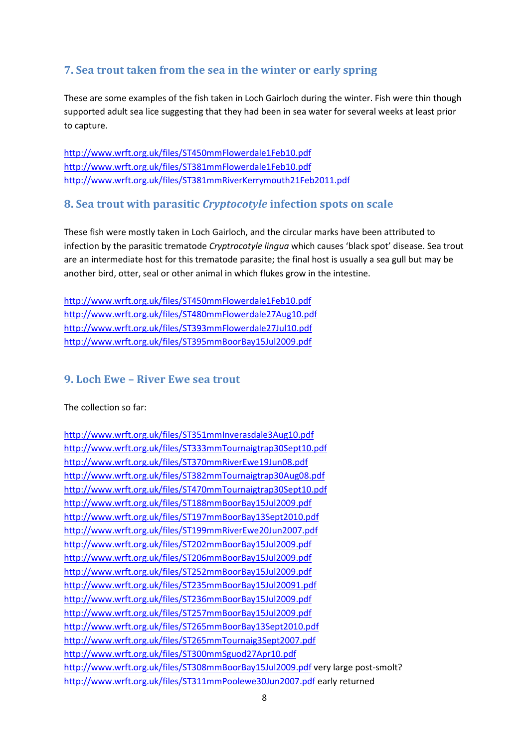## 7. Sea trout taken from the sea in the winter or early spring

These are some examples of the fish taken in Loch Gairloch during the winter. Fish were thin though supported adult sea lice suggesting that they had been in sea water for several weeks at least prior to capture.

http://www.wrft.org.uk/files/ST450mmFlowerdale1Feb10.pdf
http://www.wrft.org.uk/files/ST381mmFlowerdale1Feb10.pdf
http://www.wrft.org.uk/files/ST381mmRiverKerrymouth21Feb2011.pdf

## 8. Sea trout with parasitic *Cryptocotyle* infection spots on scale

These fish were mostly taken in Loch Gairloch, and the circular marks have been attributed to infection by the parasitic trematode *Cryptrocotyle lingua* which causes 'black spot' disease. Sea trout are an intermediate host for this trematode parasite; the final host is usually a sea gull but may be another bird, otter, seal or other animal in which flukes grow in the intestine.

http://www.wrft.org.uk/files/ST450mmFlowerdale1Feb10.pdf
http://www.wrft.org.uk/files/ST480mmFlowerdale27Aug10.pdf
http://www.wrft.org.uk/files/ST393mmFlowerdale27Jul10.pdf
http://www.wrft.org.uk/files/ST395mmBoorBay15Jul2009.pdf

## 9. Loch Ewe – River Ewe sea trout

The collection so far:

http://www.wrft.org.uk/files/ST351mmInverasdale3Aug10.pdf
http://www.wrft.org.uk/files/ST333mmTournaigtrap30Sept10.pdf
http://www.wrft.org.uk/files/ST370mmRiverEwe19Jun08.pdf
http://www.wrft.org.uk/files/ST382mmTournaigtrap30Aug08.pdf
http://www.wrft.org.uk/files/ST470mmTournaigtrap30Sept10.pdf
http://www.wrft.org.uk/files/ST188mmBoorBay15Jul2009.pdf
http://www.wrft.org.uk/files/ST197mmBoorBay13Sept2010.pdf
http://www.wrft.org.uk/files/ST199mmRiverEwe20Jun2007.pdf
http://www.wrft.org.uk/files/ST202mmBoorBay15Jul2009.pdf
http://www.wrft.org.uk/files/ST206mmBoorBay15Jul2009.pdf
http://www.wrft.org.uk/files/ST252mmBoorBay15Jul2009.pdf
http://www.wrft.org.uk/files/ST235mmBoorBay15Jul20091.pdf
http://www.wrft.org.uk/files/ST236mmBoorBay15Jul2009.pdf
http://www.wrft.org.uk/files/ST257mmBoorBay15Jul2009.pdf
http://www.wrft.org.uk/files/ST265mmBoorBay13Sept2010.pdf
http://www.wrft.org.uk/files/ST265mmTournaig3Sept2007.pdf
http://www.wrft.org.uk/files/ST300mmSguod27Apr10.pdf
http://www.wrft.org.uk/files/ST308mmBoorBay15Jul2009.pdf very large post-smolt?
http://www.wrft.org.uk/files/ST311mmPoolewe30Jun2007.pdf early returned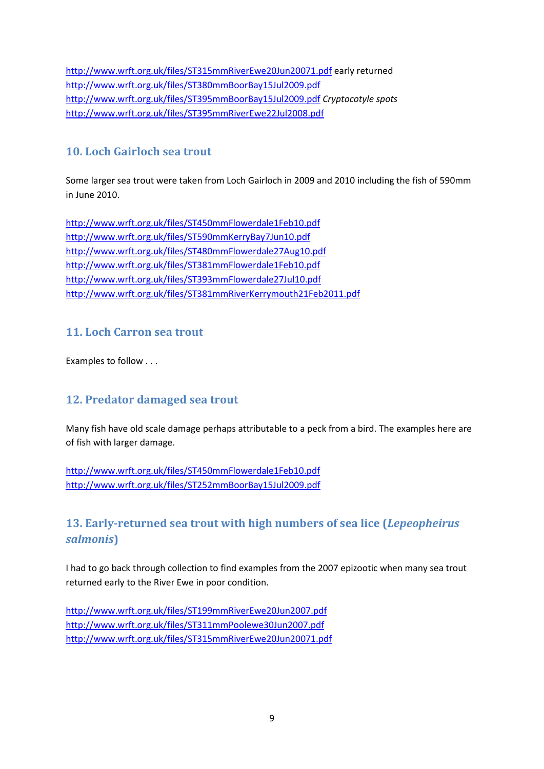http://www.wrft.org.uk/files/ST315mmRiverEwe20Jun20071.pdf early returned
http://www.wrft.org.uk/files/ST380mmBoorBay15Jul2009.pdf
http://www.wrft.org.uk/files/ST395mmBoorBay15Jul2009.pdf *Cryptocotyle spots*
http://www.wrft.org.uk/files/ST395mmRiverEwe22Jul2008.pdf

## 10. Loch Gairloch sea trout

Some larger sea trout were taken from Loch Gairloch in 2009 and 2010 including the fish of 590mm in June 2010.

http://www.wrft.org.uk/files/ST450mmFlowerdale1Feb10.pdf
http://www.wrft.org.uk/files/ST590mmKerryBay7Jun10.pdf
http://www.wrft.org.uk/files/ST480mmFlowerdale27Aug10.pdf
http://www.wrft.org.uk/files/ST381mmFlowerdale1Feb10.pdf
http://www.wrft.org.uk/files/ST393mmFlowerdale27Jul10.pdf
http://www.wrft.org.uk/files/ST381mmRiverKerrymouth21Feb2011.pdf

## 11. Loch Carron sea trout

Examples to follow . . .

## 12. Predator damaged sea trout

Many fish have old scale damage perhaps attributable to a peck from a bird. The examples here are of fish with larger damage.

http://www.wrft.org.uk/files/ST450mmFlowerdale1Feb10.pdf
http://www.wrft.org.uk/files/ST252mmBoorBay15Jul2009.pdf

## 13. Early-returned sea trout with high numbers of sea lice (*Lepeopheirus salmonis*)

I had to go back through collection to find examples from the 2007 epizootic when many sea trout returned early to the River Ewe in poor condition.

http://www.wrft.org.uk/files/ST199mmRiverEwe20Jun2007.pdf
http://www.wrft.org.uk/files/ST311mmPoolewe30Jun2007.pdf
http://www.wrft.org.uk/files/ST315mmRiverEwe20Jun20071.pdf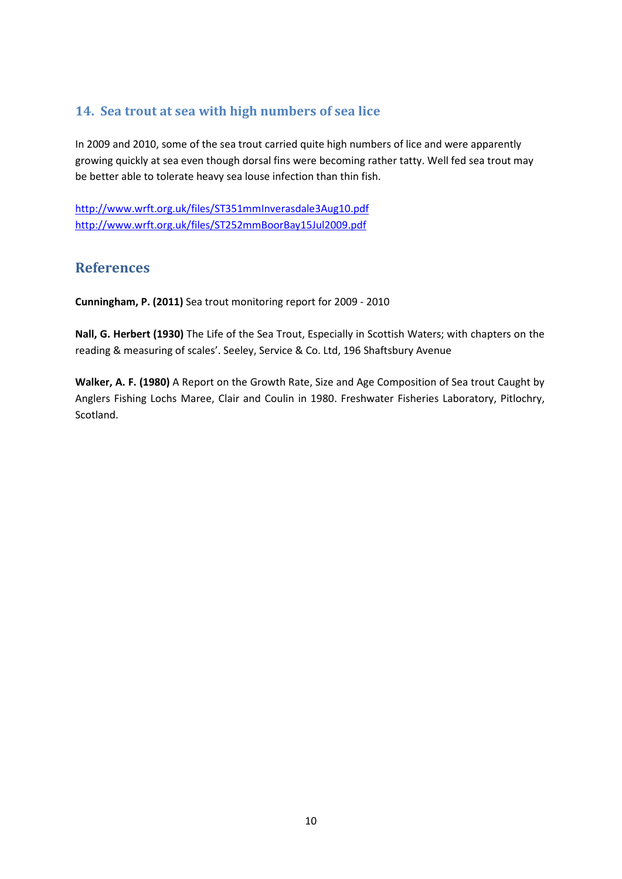## 14. Sea trout at sea with high numbers of sea lice

In 2009 and 2010, some of the sea trout carried quite high numbers of lice and were apparently growing quickly at sea even though dorsal fins were becoming rather tatty. Well fed sea trout may be better able to tolerate heavy sea louse infection than thin fish.

http://www.wrft.org.uk/files/ST351mmInverasdale3Aug10.pdf
http://www.wrft.org.uk/files/ST252mmBoorBay15Jul2009.pdf

## References

**Cunningham, P. (2011)** Sea trout monitoring report for 2009 - 2010

**Nall, G. Herbert (1930)** The Life of the Sea Trout, Especially in Scottish Waters; with chapters on the reading & measuring of scales'. Seeley, Service & Co. Ltd, 196 Shaftsbury Avenue

**Walker, A. F. (1980)** A Report on the Growth Rate, Size and Age Composition of Sea trout Caught by Anglers Fishing Lochs Maree, Clair and Coulin in 1980. Freshwater Fisheries Laboratory, Pitlochry, Scotland.